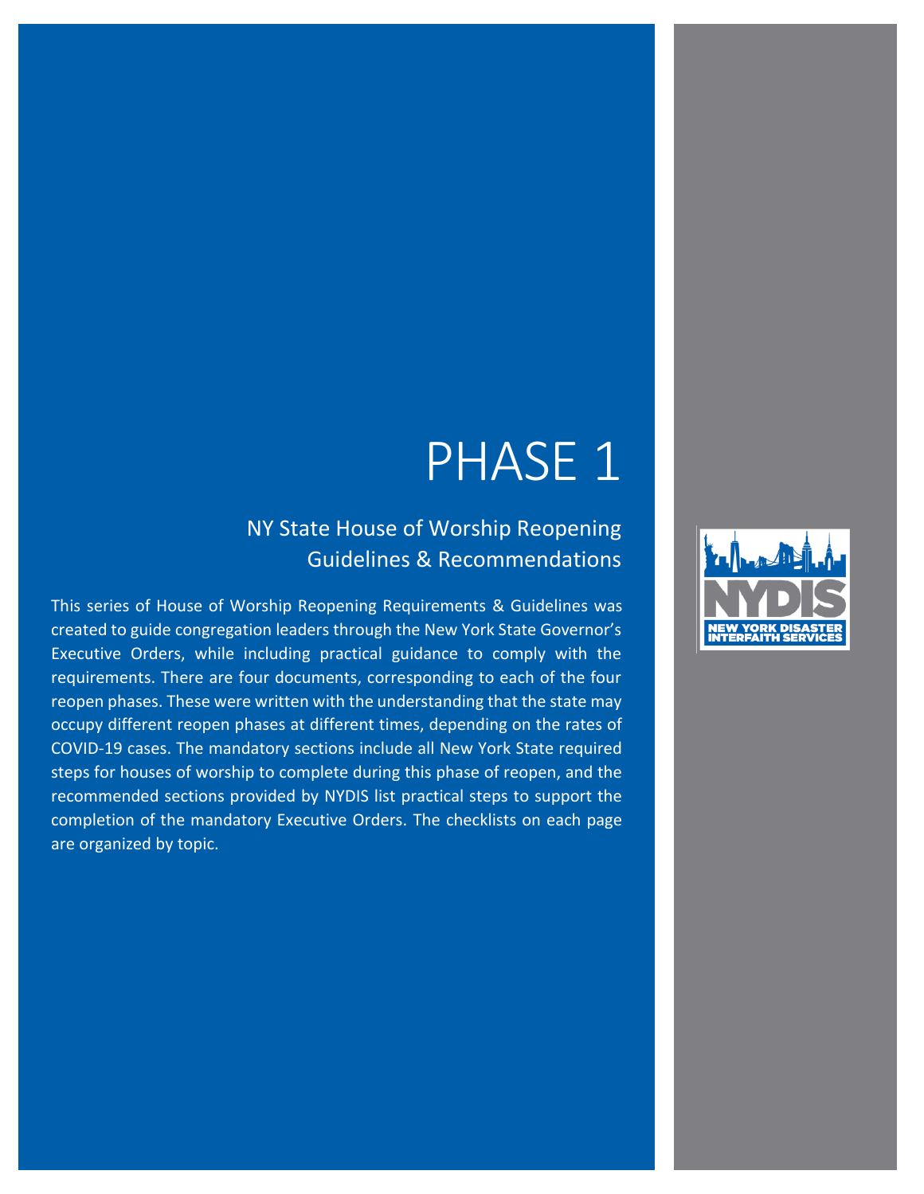# PHASE 1

## NY State House of Worship Reopening Guidelines & Recommendations

This series of House of Worship Reopening Requirements & Guidelines was created to guide congregation leaders through the New York State Governor's Executive Orders, while including practical guidance to comply with the requirements. There are four documents, corresponding to each of the four reopen phases. These were written with the understanding that the state may occupy different reopen phases at different times, depending on the rates of COVID-19 cases. The mandatory sections include all New York State required steps for houses of worship to complete during this phase of reopen, and the recommended sections provided by NYDIS list practical steps to support the completion of the mandatory Executive Orders. The checklists on each page are organized by topic.

NYDIS
NEW YORK DISASTER INTERFAITH SERVICES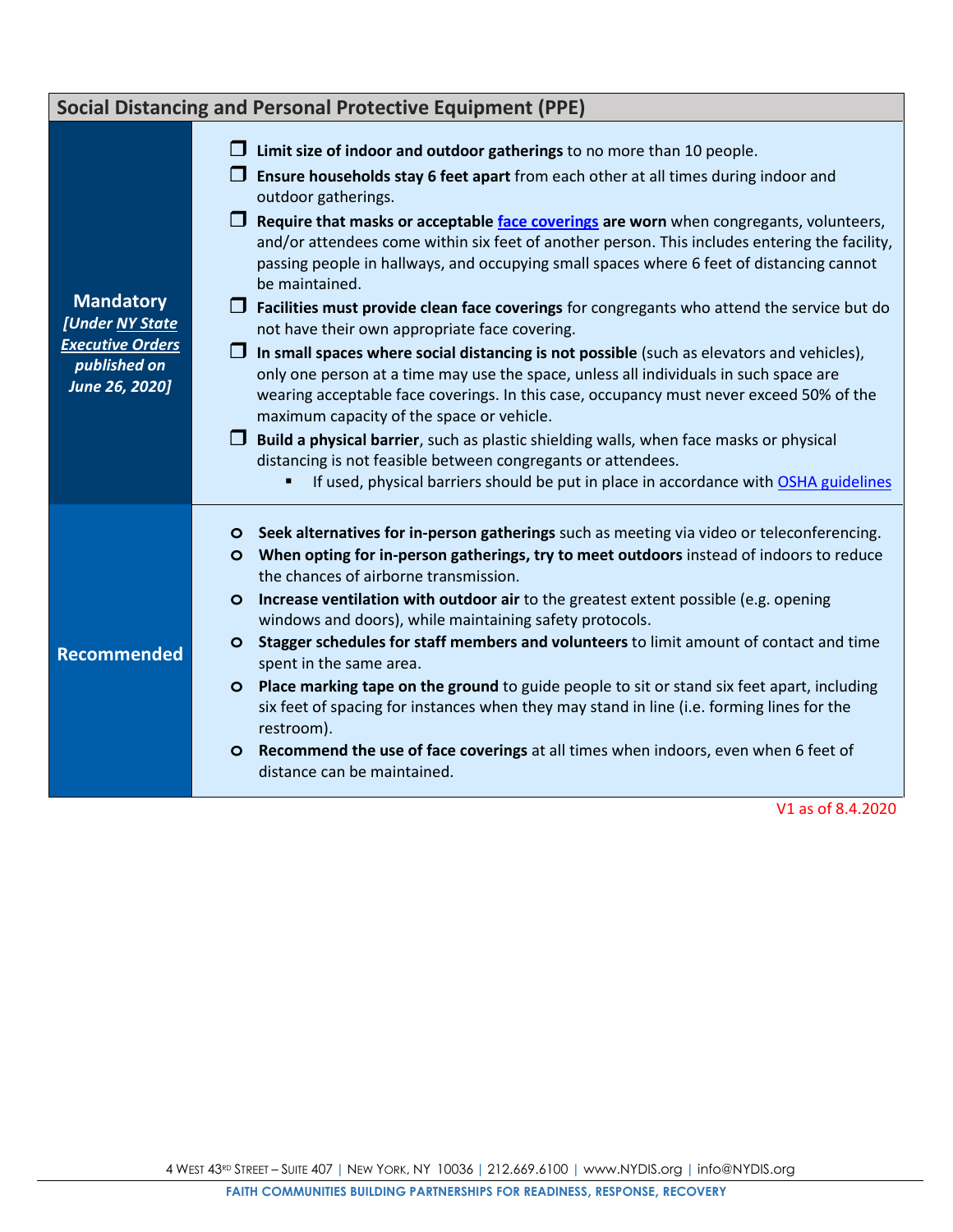## Social Distancing and Personal Protective Equipment (PPE)

| | |
|---|---|
| **Mandatory** ***[Under NY State Executive Orders published on June 26, 2020]*** | ❒ **Limit size of indoor and outdoor gatherings** to no more than 10 people.<br>❒ **Ensure households stay 6 feet apart** from each other at all times during indoor and outdoor gatherings.<br>❒ **Require that masks or acceptable face coverings are worn** when congregants, volunteers, and/or attendees come within six feet of another person. This includes entering the facility, passing people in hallways, and occupying small spaces where 6 feet of distancing cannot be maintained.<br>❒ **Facilities must provide clean face coverings** for congregants who attend the service but do not have their own appropriate face covering.<br>❒ **In small spaces where social distancing is not possible** (such as elevators and vehicles), only one person at a time may use the space, unless all individuals in such space are wearing acceptable face coverings. In this case, occupancy must never exceed 50% of the maximum capacity of the space or vehicle.<br>❒ **Build a physical barrier**, such as plastic shielding walls, when face masks or physical distancing is not feasible between congregants or attendees.<br>&nbsp;&nbsp;&nbsp;&nbsp;▪ If used, physical barriers should be put in place in accordance with OSHA guidelines |
| **Recommended** | ○ **Seek alternatives for in-person gatherings** such as meeting via video or teleconferencing.<br>○ **When opting for in-person gatherings, try to meet outdoors** instead of indoors to reduce the chances of airborne transmission.<br>○ **Increase ventilation with outdoor air** to the greatest extent possible (e.g. opening windows and doors), while maintaining safety protocols.<br>○ **Stagger schedules for staff members and volunteers** to limit amount of contact and time spent in the same area.<br>○ **Place marking tape on the ground** to guide people to sit or stand six feet apart, including six feet of spacing for instances when they may stand in line (i.e. forming lines for the restroom).<br>○ **Recommend the use of face coverings** at all times when indoors, even when 6 feet of distance can be maintained. |

V1 as of 8.4.2020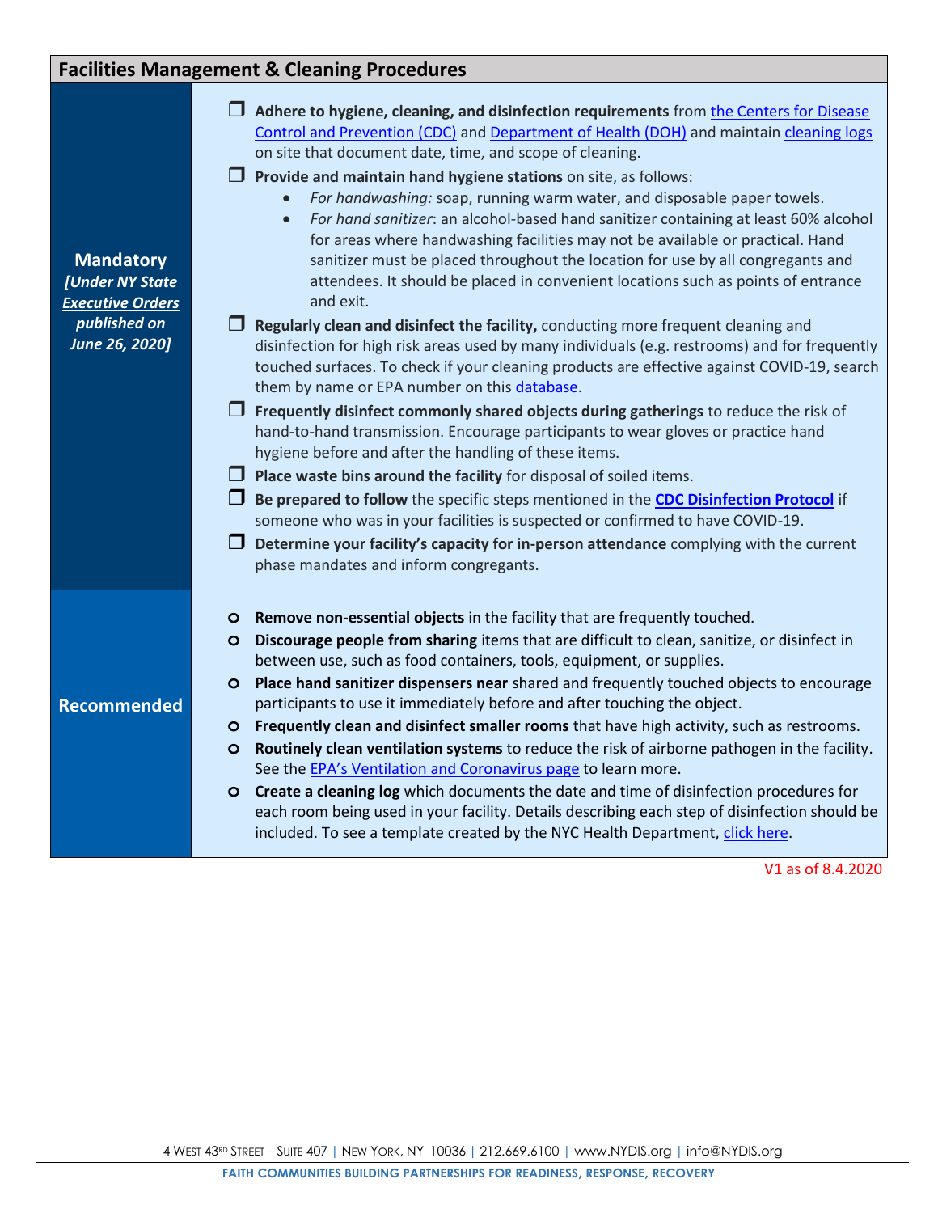## Facilities Management & Cleaning Procedures

**Mandatory** *[Under NY State Executive Orders published on June 26, 2020]*

- ☐ **Adhere to hygiene, cleaning, and disinfection requirements** from the Centers for Disease Control and Prevention (CDC) and Department of Health (DOH) and maintain cleaning logs on site that document date, time, and scope of cleaning.
- ☐ **Provide and maintain hand hygiene stations** on site, as follows:
  - *For handwashing:* soap, running warm water, and disposable paper towels.
  - *For hand sanitizer*: an alcohol-based hand sanitizer containing at least 60% alcohol for areas where handwashing facilities may not be available or practical. Hand sanitizer must be placed throughout the location for use by all congregants and attendees. It should be placed in convenient locations such as points of entrance and exit.
- ☐ **Regularly clean and disinfect the facility,** conducting more frequent cleaning and disinfection for high risk areas used by many individuals (e.g. restrooms) and for frequently touched surfaces. To check if your cleaning products are effective against COVID-19, search them by name or EPA number on this database.
- ☐ **Frequently disinfect commonly shared objects during gatherings** to reduce the risk of hand-to-hand transmission. Encourage participants to wear gloves or practice hand hygiene before and after the handling of these items.
- ☐ **Place waste bins around the facility** for disposal of soiled items.
- ☐ **Be prepared to follow** the specific steps mentioned in the **CDC Disinfection Protocol** if someone who was in your facilities is suspected or confirmed to have COVID-19.
- ☐ **Determine your facility's capacity for in-person attendance** complying with the current phase mandates and inform congregants.

**Recommended**

- **Remove non-essential objects** in the facility that are frequently touched.
- **Discourage people from sharing** items that are difficult to clean, sanitize, or disinfect in between use, such as food containers, tools, equipment, or supplies.
- **Place hand sanitizer dispensers near** shared and frequently touched objects to encourage participants to use it immediately before and after touching the object.
- **Frequently clean and disinfect smaller rooms** that have high activity, such as restrooms.
- **Routinely clean ventilation systems** to reduce the risk of airborne pathogen in the facility. See the EPA's Ventilation and Coronavirus page to learn more.
- **Create a cleaning log** which documents the date and time of disinfection procedures for each room being used in your facility. Details describing each step of disinfection should be included. To see a template created by the NYC Health Department, click here.

V1 as of 8.4.2020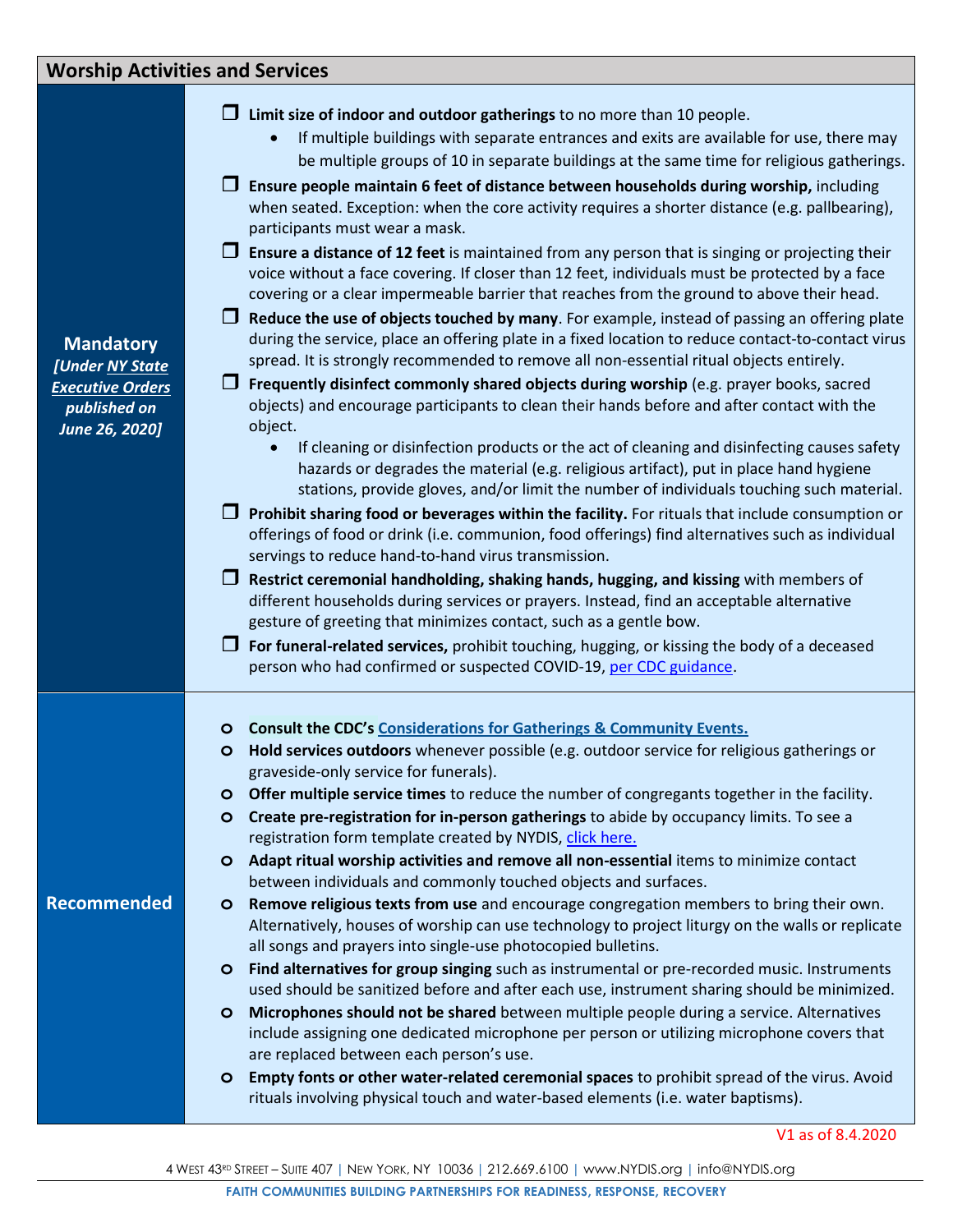## Worship Activities and Services

### Mandatory
*[Under NY State Executive Orders published on June 26, 2020]*

- ❒ **Limit size of indoor and outdoor gatherings** to no more than 10 people.
  - If multiple buildings with separate entrances and exits are available for use, there may be multiple groups of 10 in separate buildings at the same time for religious gatherings.
- ❒ **Ensure people maintain 6 feet of distance between households during worship,** including when seated. Exception: when the core activity requires a shorter distance (e.g. pallbearing), participants must wear a mask.
- ❒ **Ensure a distance of 12 feet** is maintained from any person that is singing or projecting their voice without a face covering. If closer than 12 feet, individuals must be protected by a face covering or a clear impermeable barrier that reaches from the ground to above their head.
- ❒ **Reduce the use of objects touched by many**. For example, instead of passing an offering plate during the service, place an offering plate in a fixed location to reduce contact-to-contact virus spread. It is strongly recommended to remove all non-essential ritual objects entirely.
- ❒ **Frequently disinfect commonly shared objects during worship** (e.g. prayer books, sacred objects) and encourage participants to clean their hands before and after contact with the object.
  - If cleaning or disinfection products or the act of cleaning and disinfecting causes safety hazards or degrades the material (e.g. religious artifact), put in place hand hygiene stations, provide gloves, and/or limit the number of individuals touching such material.
- ❒ **Prohibit sharing food or beverages within the facility.** For rituals that include consumption or offerings of food or drink (i.e. communion, food offerings) find alternatives such as individual servings to reduce hand-to-hand virus transmission.
- ❒ **Restrict ceremonial handholding, shaking hands, hugging, and kissing** with members of different households during services or prayers. Instead, find an acceptable alternative gesture of greeting that minimizes contact, such as a gentle bow.
- ❒ **For funeral-related services,** prohibit touching, hugging, or kissing the body of a deceased person who had confirmed or suspected COVID-19, per CDC guidance.

### Recommended

- **Consult the CDC's Considerations for Gatherings & Community Events.**
- **Hold services outdoors** whenever possible (e.g. outdoor service for religious gatherings or graveside-only service for funerals).
- **Offer multiple service times** to reduce the number of congregants together in the facility.
- **Create pre-registration for in-person gatherings** to abide by occupancy limits. To see a registration form template created by NYDIS, click here.
- **Adapt ritual worship activities and remove all non-essential** items to minimize contact between individuals and commonly touched objects and surfaces.
- **Remove religious texts from use** and encourage congregation members to bring their own. Alternatively, houses of worship can use technology to project liturgy on the walls or replicate all songs and prayers into single-use photocopied bulletins.
- **Find alternatives for group singing** such as instrumental or pre-recorded music. Instruments used should be sanitized before and after each use, instrument sharing should be minimized.
- **Microphones should not be shared** between multiple people during a service. Alternatives include assigning one dedicated microphone per person or utilizing microphone covers that are replaced between each person's use.
- **Empty fonts or other water-related ceremonial spaces** to prohibit spread of the virus. Avoid rituals involving physical touch and water-based elements (i.e. water baptisms).

V1 as of 8.4.2020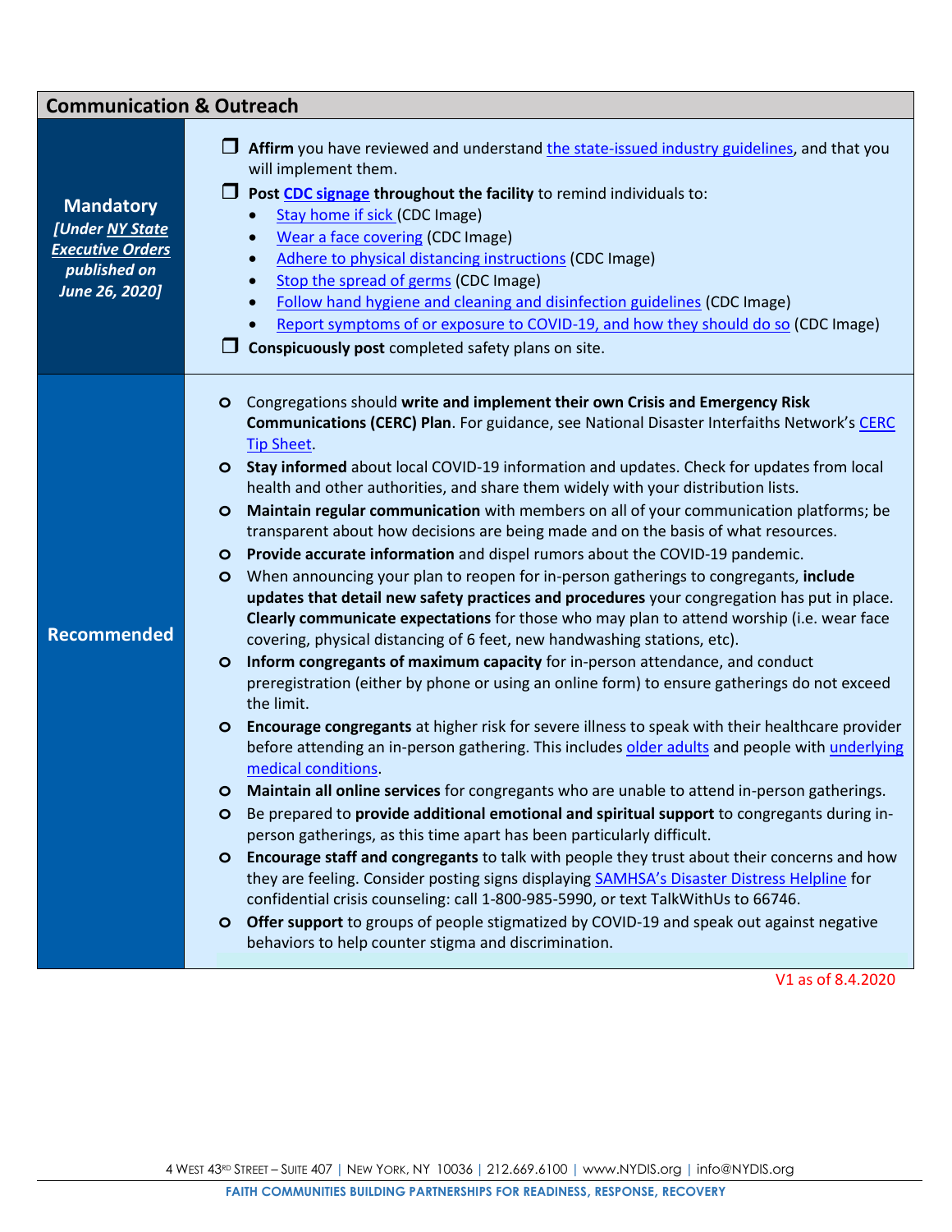## Communication & Outreach

| | |
|---|---|
| **Mandatory** *[Under NY State Executive Orders published on June 26, 2020]* | ❒ **Affirm** you have reviewed and understand the state-issued industry guidelines, and that you will implement them.<br>❒ **Post CDC signage throughout the facility** to remind individuals to:<br>• Stay home if sick (CDC Image)<br>• Wear a face covering (CDC Image)<br>• Adhere to physical distancing instructions (CDC Image)<br>• Stop the spread of germs (CDC Image)<br>• Follow hand hygiene and cleaning and disinfection guidelines (CDC Image)<br>• Report symptoms of or exposure to COVID-19, and how they should do so (CDC Image)<br>❒ **Conspicuously post** completed safety plans on site. |
| **Recommended** | o Congregations should **write and implement their own Crisis and Emergency Risk Communications (CERC) Plan**. For guidance, see National Disaster Interfaiths Network's CERC Tip Sheet.<br>o **Stay informed** about local COVID-19 information and updates. Check for updates from local health and other authorities, and share them widely with your distribution lists.<br>o **Maintain regular communication** with members on all of your communication platforms; be transparent about how decisions are being made and on the basis of what resources.<br>o **Provide accurate information** and dispel rumors about the COVID-19 pandemic.<br>o When announcing your plan to reopen for in-person gatherings to congregants, **include updates that detail new safety practices and procedures** your congregation has put in place. **Clearly communicate expectations** for those who may plan to attend worship (i.e. wear face covering, physical distancing of 6 feet, new handwashing stations, etc).<br>o **Inform congregants of maximum capacity** for in-person attendance, and conduct preregistration (either by phone or using an online form) to ensure gatherings do not exceed the limit.<br>o **Encourage congregants** at higher risk for severe illness to speak with their healthcare provider before attending an in-person gathering. This includes older adults and people with underlying medical conditions.<br>o **Maintain all online services** for congregants who are unable to attend in-person gatherings.<br>o Be prepared to **provide additional emotional and spiritual support** to congregants during in-person gatherings, as this time apart has been particularly difficult.<br>o **Encourage staff and congregants** to talk with people they trust about their concerns and how they are feeling. Consider posting signs displaying SAMHSA's Disaster Distress Helpline for confidential crisis counseling: call 1-800-985-5990, or text TalkWithUs to 66746.<br>o **Offer support** to groups of people stigmatized by COVID-19 and speak out against negative behaviors to help counter stigma and discrimination. |

V1 as of 8.4.2020

4 West 43rd Street – Suite 407 | New York, NY 10036 | 212.669.6100 | www.NYDIS.org | info@NYDIS.org

**FAITH COMMUNITIES BUILDING PARTNERSHIPS FOR READINESS, RESPONSE, RECOVERY**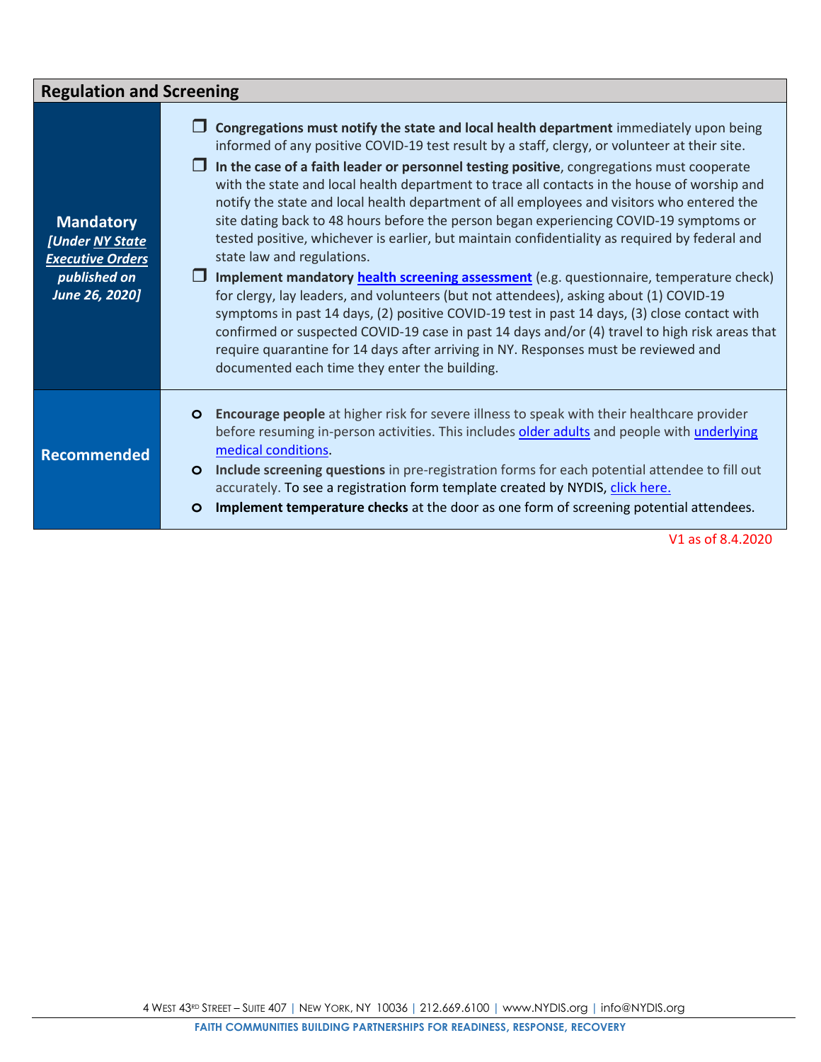| Regulation and Screening | |
|---|---|
| **Mandatory** *[Under NY State Executive Orders published on June 26, 2020]* | ❒ **Congregations must notify the state and local health department** immediately upon being informed of any positive COVID-19 test result by a staff, clergy, or volunteer at their site.<br>❒ **In the case of a faith leader or personnel testing positive**, congregations must cooperate with the state and local health department to trace all contacts in the house of worship and notify the state and local health department of all employees and visitors who entered the site dating back to 48 hours before the person began experiencing COVID-19 symptoms or tested positive, whichever is earlier, but maintain confidentiality as required by federal and state law and regulations.<br>❒ **Implement mandatory health screening assessment** (e.g. questionnaire, temperature check) for clergy, lay leaders, and volunteers (but not attendees), asking about (1) COVID-19 symptoms in past 14 days, (2) positive COVID-19 test in past 14 days, (3) close contact with confirmed or suspected COVID-19 case in past 14 days and/or (4) travel to high risk areas that require quarantine for 14 days after arriving in NY. Responses must be reviewed and documented each time they enter the building. |
| **Recommended** | o **Encourage people** at higher risk for severe illness to speak with their healthcare provider before resuming in-person activities. This includes older adults and people with underlying medical conditions.<br>o **Include screening questions** in pre-registration forms for each potential attendee to fill out accurately. To see a registration form template created by NYDIS, click here.<br>o **Implement temperature checks** at the door as one form of screening potential attendees. |

V1 as of 8.4.2020